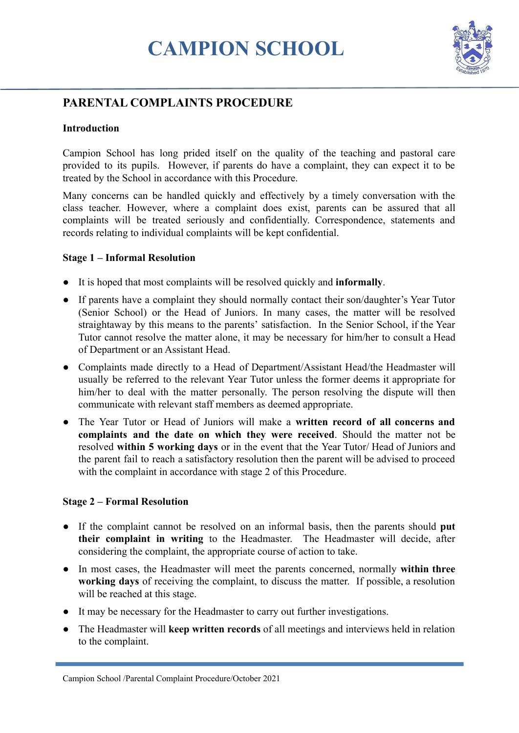# CAMPION SCHOOL

## PARENTAL COMPLAINTS PROCEDURE

### Introduction

Campion School has long prided itself on the quality of the teaching and pastoral care provided to its pupils. However, if parents do have a complaint, they can expect it to be treated by the School in accordance with this Procedure.

Many concerns can be handled quickly and effectively by a timely conversation with the class teacher. However, where a complaint does exist, parents can be assured that all complaints will be treated seriously and confidentially. Correspondence, statements and records relating to individual complaints will be kept confidential.

### Stage 1 – Informal Resolution

- It is hoped that most complaints will be resolved quickly and **informally**.
- If parents have a complaint they should normally contact their son/daughter's Year Tutor (Senior School) or the Head of Juniors. In many cases, the matter will be resolved straightaway by this means to the parents' satisfaction. In the Senior School, if the Year Tutor cannot resolve the matter alone, it may be necessary for him/her to consult a Head of Department or an Assistant Head.
- Complaints made directly to a Head of Department/Assistant Head/the Headmaster will usually be referred to the relevant Year Tutor unless the former deems it appropriate for him/her to deal with the matter personally. The person resolving the dispute will then communicate with relevant staff members as deemed appropriate.
- The Year Tutor or Head of Juniors will make a **written record of all concerns and complaints and the date on which they were received**. Should the matter not be resolved **within 5 working days** or in the event that the Year Tutor/ Head of Juniors and the parent fail to reach a satisfactory resolution then the parent will be advised to proceed with the complaint in accordance with stage 2 of this Procedure.

### Stage 2 – Formal Resolution

- If the complaint cannot be resolved on an informal basis, then the parents should **put their complaint in writing** to the Headmaster. The Headmaster will decide, after considering the complaint, the appropriate course of action to take.
- In most cases, the Headmaster will meet the parents concerned, normally **within three working days** of receiving the complaint, to discuss the matter. If possible, a resolution will be reached at this stage.
- It may be necessary for the Headmaster to carry out further investigations.
- The Headmaster will **keep written records** of all meetings and interviews held in relation to the complaint.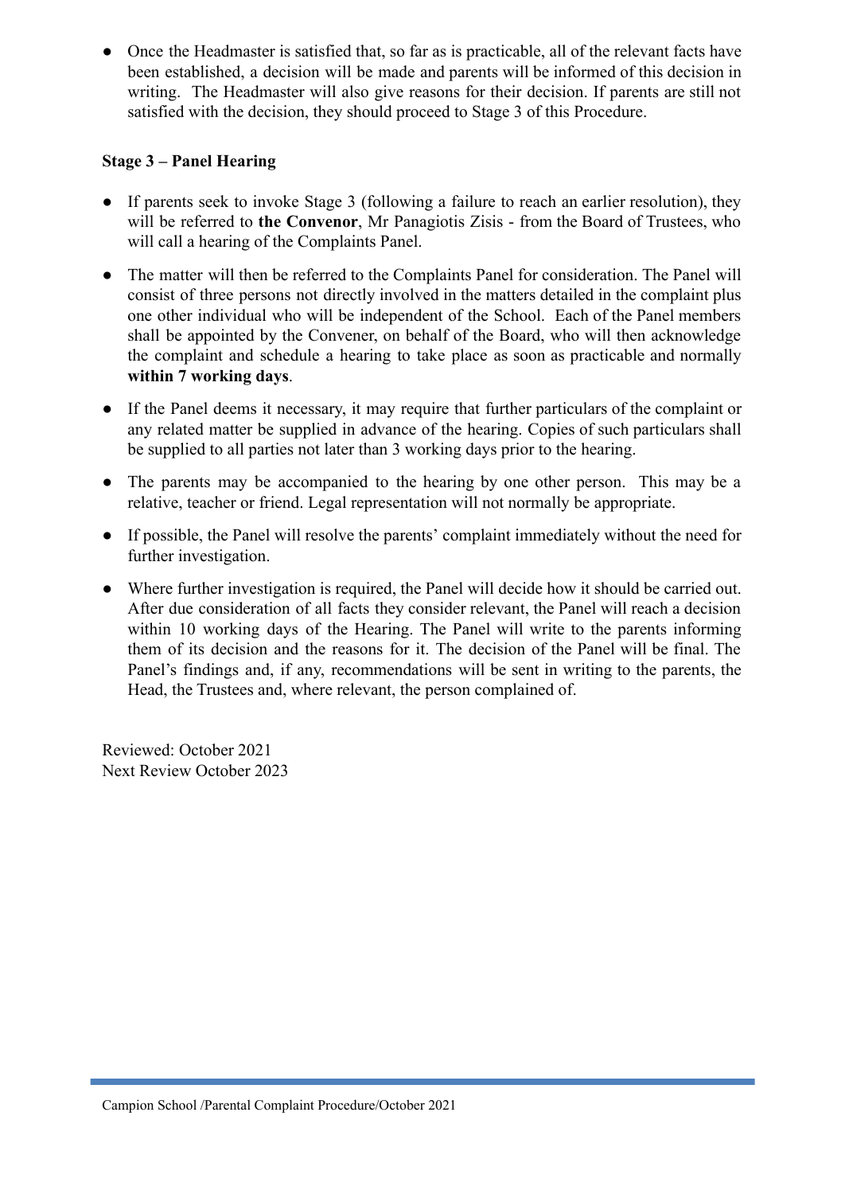- Once the Headmaster is satisfied that, so far as is practicable, all of the relevant facts have been established, a decision will be made and parents will be informed of this decision in writing. The Headmaster will also give reasons for their decision. If parents are still not satisfied with the decision, they should proceed to Stage 3 of this Procedure.

**Stage 3 – Panel Hearing**

- If parents seek to invoke Stage 3 (following a failure to reach an earlier resolution), they will be referred to **the Convenor**, Mr Panagiotis Zisis - from the Board of Trustees, who will call a hearing of the Complaints Panel.
- The matter will then be referred to the Complaints Panel for consideration. The Panel will consist of three persons not directly involved in the matters detailed in the complaint plus one other individual who will be independent of the School. Each of the Panel members shall be appointed by the Convener, on behalf of the Board, who will then acknowledge the complaint and schedule a hearing to take place as soon as practicable and normally **within 7 working days**.
- If the Panel deems it necessary, it may require that further particulars of the complaint or any related matter be supplied in advance of the hearing. Copies of such particulars shall be supplied to all parties not later than 3 working days prior to the hearing.
- The parents may be accompanied to the hearing by one other person. This may be a relative, teacher or friend. Legal representation will not normally be appropriate.
- If possible, the Panel will resolve the parents' complaint immediately without the need for further investigation.
- Where further investigation is required, the Panel will decide how it should be carried out. After due consideration of all facts they consider relevant, the Panel will reach a decision within 10 working days of the Hearing. The Panel will write to the parents informing them of its decision and the reasons for it. The decision of the Panel will be final. The Panel's findings and, if any, recommendations will be sent in writing to the parents, the Head, the Trustees and, where relevant, the person complained of.

Reviewed: October 2021
Next Review October 2023